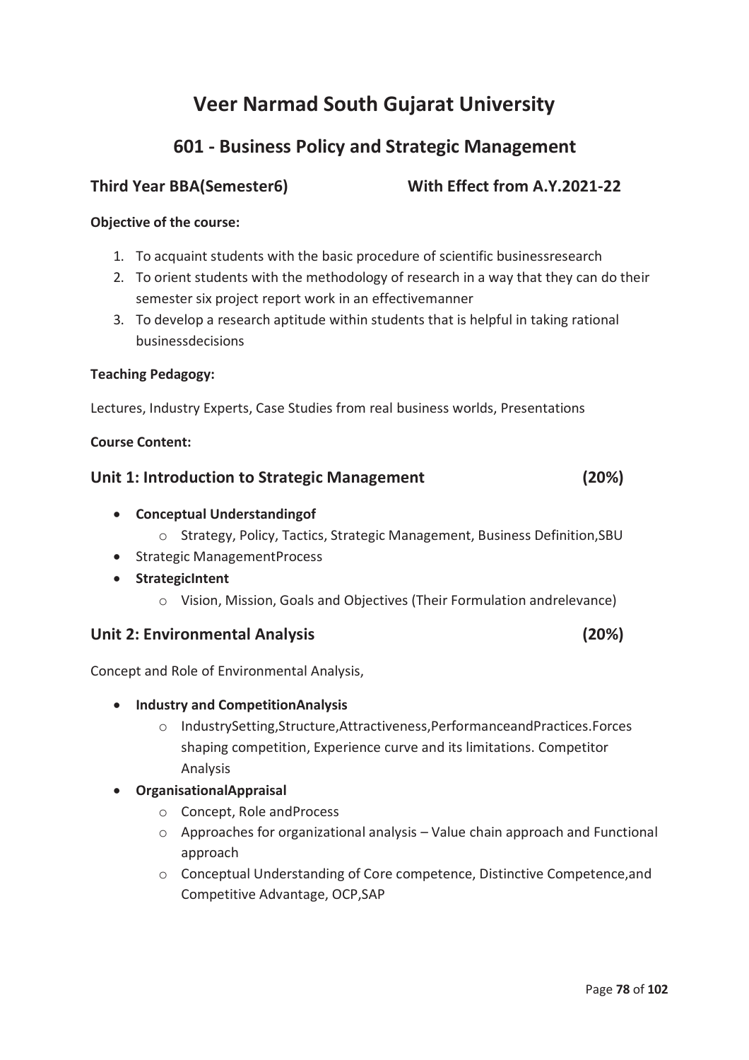# Veer Narmad South Gujarat University

## 601 - Business Policy and Strategic Management

**Third Year BBA(Semester6)** **With Effect from A.Y.2021-22**

**Objective of the course:**

1. To acquaint students with the basic procedure of scientific businessresearch
2. To orient students with the methodology of research in a way that they can do their semester six project report work in an effectivemanner
3. To develop a research aptitude within students that is helpful in taking rational businessdecisions

**Teaching Pedagogy:**

Lectures, Industry Experts, Case Studies from real business worlds, Presentations

**Course Content:**

### Unit 1: Introduction to Strategic Management (20%)

- **Conceptual Understandingof**
  - Strategy, Policy, Tactics, Strategic Management, Business Definition,SBU
- Strategic ManagementProcess
- **StrategicIntent**
  - Vision, Mission, Goals and Objectives (Their Formulation andrelevance)

### Unit 2: Environmental Analysis (20%)

Concept and Role of Environmental Analysis,

- **Industry and CompetitionAnalysis**
  - IndustrySetting,Structure,Attractiveness,PerformanceandPractices.Forces shaping competition, Experience curve and its limitations. Competitor Analysis
- **OrganisationalAppraisal**
  - Concept, Role andProcess
  - Approaches for organizational analysis – Value chain approach and Functional approach
  - Conceptual Understanding of Core competence, Distinctive Competence,and Competitive Advantage, OCP,SAP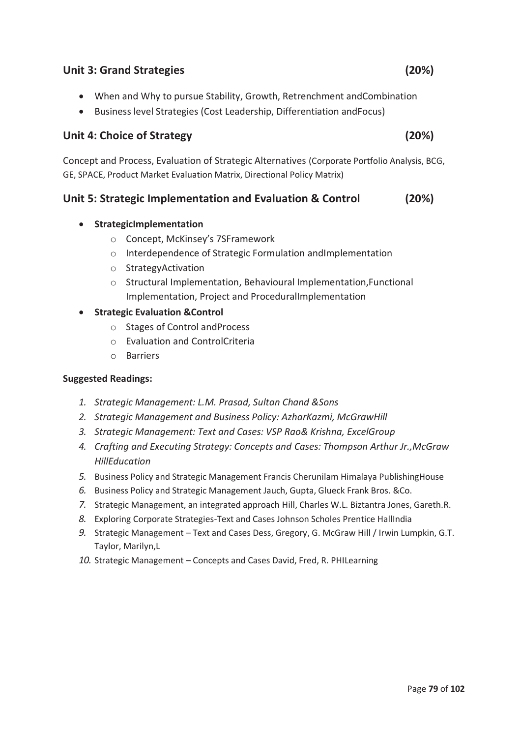## Unit 3: Grand Strategies (20%)

- When and Why to pursue Stability, Growth, Retrenchment andCombination
- Business level Strategies (Cost Leadership, Differentiation andFocus)

## Unit 4: Choice of Strategy (20%)

Concept and Process, Evaluation of Strategic Alternatives (Corporate Portfolio Analysis, BCG, GE, SPACE, Product Market Evaluation Matrix, Directional Policy Matrix)

## Unit 5: Strategic Implementation and Evaluation & Control (20%)

- **StrategicImplementation**
    - Concept, McKinsey's 7SFramework
    - Interdependence of Strategic Formulation andImplementation
    - StrategyActivation
    - Structural Implementation, Behavioural Implementation,Functional Implementation, Project and ProceduralImplementation
- **Strategic Evaluation &Control**
    - Stages of Control andProcess
    - Evaluation and ControlCriteria
    - Barriers

**Suggested Readings:**

1. *Strategic Management: L.M. Prasad, Sultan Chand &Sons*
2. *Strategic Management and Business Policy: AzharKazmi, McGrawHill*
3. *Strategic Management: Text and Cases: VSP Rao& Krishna, ExcelGroup*
4. *Crafting and Executing Strategy: Concepts and Cases: Thompson Arthur Jr.,McGraw HillEducation*
5. Business Policy and Strategic Management Francis Cherunilam Himalaya PublishingHouse
6. Business Policy and Strategic Management Jauch, Gupta, Glueck Frank Bros. &Co.
7. Strategic Management, an integrated approach Hill, Charles W.L. Biztantra Jones, Gareth.R.
8. Exploring Corporate Strategies-Text and Cases Johnson Scholes Prentice HallIndia
9. Strategic Management – Text and Cases Dess, Gregory, G. McGraw Hill / Irwin Lumpkin, G.T. Taylor, Marilyn,L
10. Strategic Management – Concepts and Cases David, Fred, R. PHILearning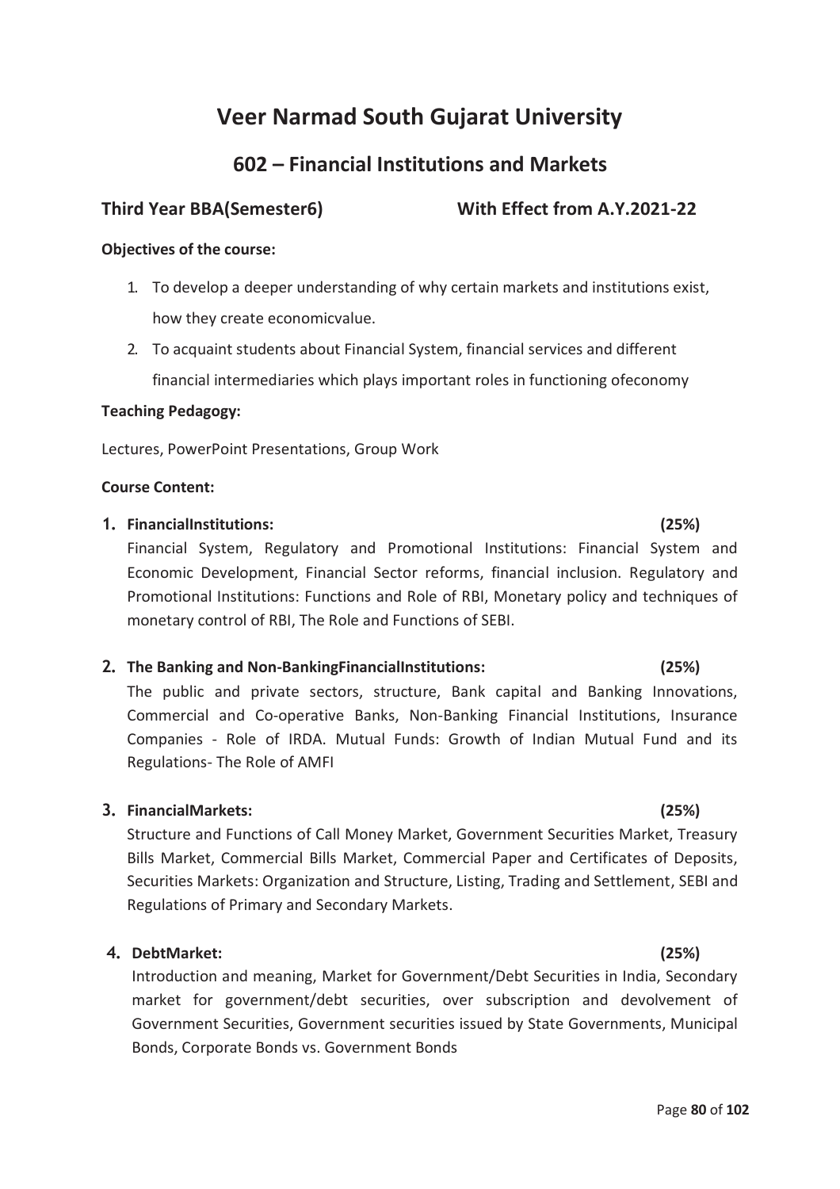# Veer Narmad South Gujarat University

## 602 – Financial Institutions and Markets

**Third Year BBA(Semester6)** **With Effect from A.Y.2021-22**

**Objectives of the course:**

1. To develop a deeper understanding of why certain markets and institutions exist, how they create economicvalue.
2. To acquaint students about Financial System, financial services and different financial intermediaries which plays important roles in functioning ofeconomy

**Teaching Pedagogy:**

Lectures, PowerPoint Presentations, Group Work

**Course Content:**

1. **FinancialInstitutions:** **(25%)**

   Financial System, Regulatory and Promotional Institutions: Financial System and Economic Development, Financial Sector reforms, financial inclusion. Regulatory and Promotional Institutions: Functions and Role of RBI, Monetary policy and techniques of monetary control of RBI, The Role and Functions of SEBI.

2. **The Banking and Non-BankingFinancialInstitutions:** **(25%)**

   The public and private sectors, structure, Bank capital and Banking Innovations, Commercial and Co-operative Banks, Non-Banking Financial Institutions, Insurance Companies - Role of IRDA. Mutual Funds: Growth of Indian Mutual Fund and its Regulations- The Role of AMFI

3. **FinancialMarkets:** **(25%)**

   Structure and Functions of Call Money Market, Government Securities Market, Treasury Bills Market, Commercial Bills Market, Commercial Paper and Certificates of Deposits, Securities Markets: Organization and Structure, Listing, Trading and Settlement, SEBI and Regulations of Primary and Secondary Markets.

4. **DebtMarket:** **(25%)**

   Introduction and meaning, Market for Government/Debt Securities in India, Secondary market for government/debt securities, over subscription and devolvement of Government Securities, Government securities issued by State Governments, Municipal Bonds, Corporate Bonds vs. Government Bonds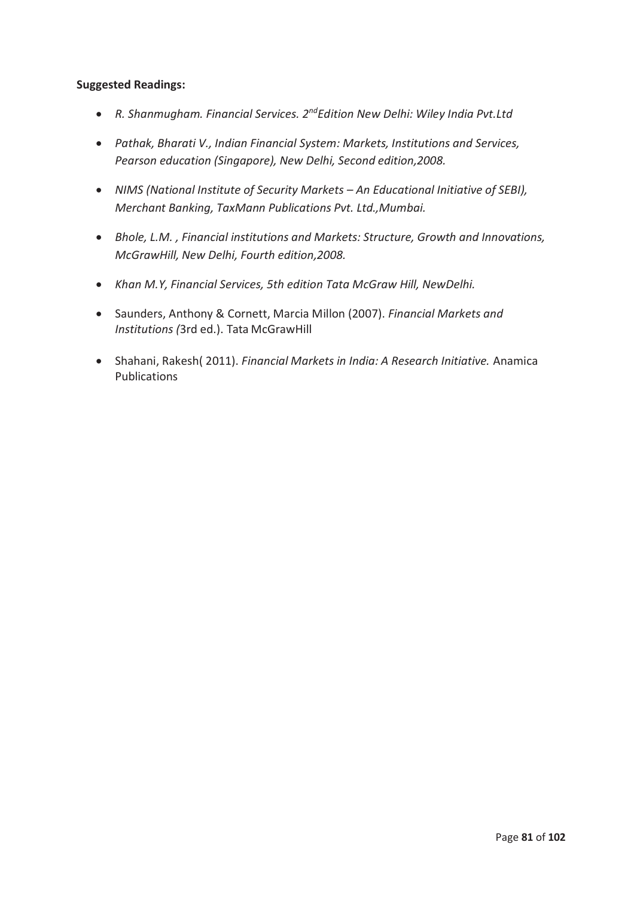**Suggested Readings:**

- *R. Shanmugham. Financial Services. 2nd Edition New Delhi: Wiley India Pvt.Ltd*
- *Pathak, Bharati V., Indian Financial System: Markets, Institutions and Services, Pearson education (Singapore), New Delhi, Second edition,2008.*
- *NIMS (National Institute of Security Markets – An Educational Initiative of SEBI), Merchant Banking, TaxMann Publications Pvt. Ltd.,Mumbai.*
- *Bhole, L.M. , Financial institutions and Markets: Structure, Growth and Innovations, McGrawHill, New Delhi, Fourth edition,2008.*
- *Khan M.Y, Financial Services, 5th edition Tata McGraw Hill, NewDelhi.*
- Saunders, Anthony & Cornett, Marcia Millon (2007). *Financial Markets and Institutions (*3rd ed.). Tata McGrawHill
- Shahani, Rakesh( 2011). *Financial Markets in India: A Research Initiative.* Anamica Publications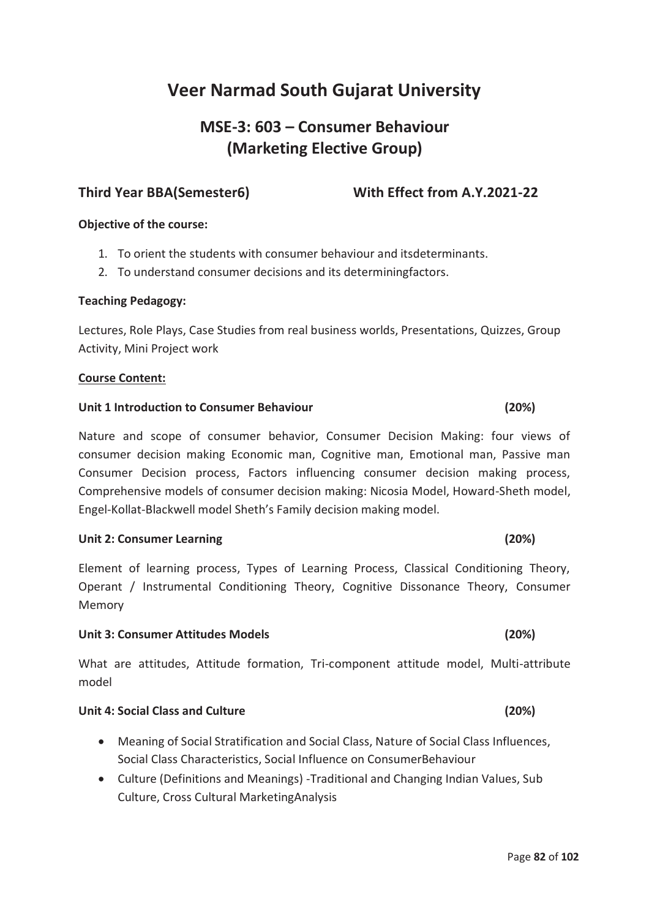# Veer Narmad South Gujarat University

## MSE-3: 603 – Consumer Behaviour (Marketing Elective Group)

**Third Year BBA(Semester6) With Effect from A.Y.2021-22**

**Objective of the course:**

1. To orient the students with consumer behaviour and itsdeterminants.
2. To understand consumer decisions and its determiningfactors.

**Teaching Pedagogy:**

Lectures, Role Plays, Case Studies from real business worlds, Presentations, Quizzes, Group Activity, Mini Project work

**Course Content:**

**Unit 1 Introduction to Consumer Behaviour (20%)**

Nature and scope of consumer behavior, Consumer Decision Making: four views of consumer decision making Economic man, Cognitive man, Emotional man, Passive man Consumer Decision process, Factors influencing consumer decision making process, Comprehensive models of consumer decision making: Nicosia Model, Howard-Sheth model, Engel-Kollat-Blackwell model Sheth's Family decision making model.

**Unit 2: Consumer Learning (20%)**

Element of learning process, Types of Learning Process, Classical Conditioning Theory, Operant / Instrumental Conditioning Theory, Cognitive Dissonance Theory, Consumer Memory

**Unit 3: Consumer Attitudes Models (20%)**

What are attitudes, Attitude formation, Tri-component attitude model, Multi-attribute model

**Unit 4: Social Class and Culture (20%)**

- Meaning of Social Stratification and Social Class, Nature of Social Class Influences, Social Class Characteristics, Social Influence on ConsumerBehaviour
- Culture (Definitions and Meanings) -Traditional and Changing Indian Values, Sub Culture, Cross Cultural MarketingAnalysis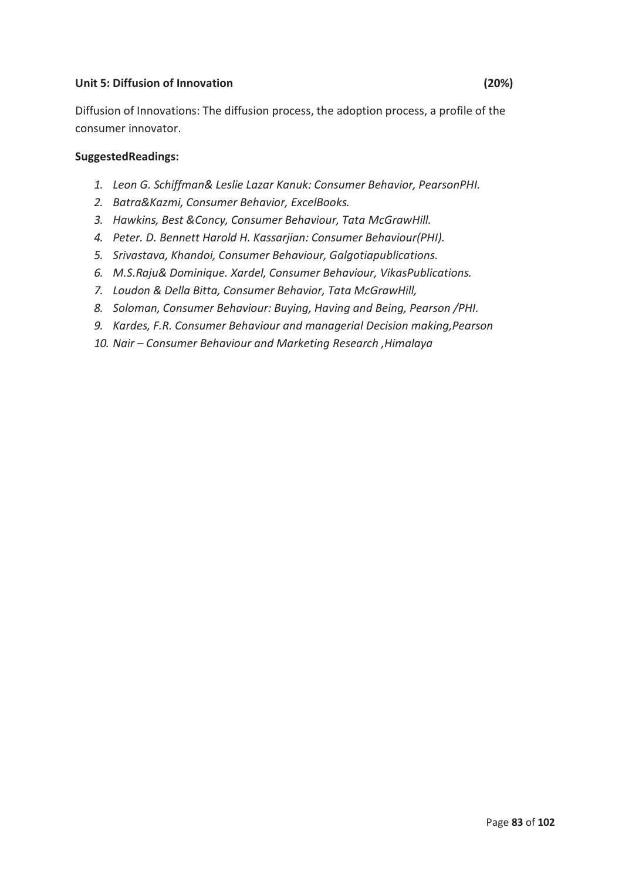**Unit 5: Diffusion of Innovation (20%)**

Diffusion of Innovations: The diffusion process, the adoption process, a profile of the consumer innovator.

**SuggestedReadings:**

1. *Leon G. Schiffman& Leslie Lazar Kanuk: Consumer Behavior, PearsonPHI.*
2. *Batra&Kazmi, Consumer Behavior, ExcelBooks.*
3. *Hawkins, Best &Concy, Consumer Behaviour, Tata McGrawHill.*
4. *Peter. D. Bennett Harold H. Kassarjian: Consumer Behaviour(PHI).*
5. *Srivastava, Khandoi, Consumer Behaviour, Galgotiapublications.*
6. *M.S.Raju& Dominique. Xardel, Consumer Behaviour, VikasPublications.*
7. *Loudon & Della Bitta, Consumer Behavior, Tata McGrawHill,*
8. *Soloman, Consumer Behaviour: Buying, Having and Being, Pearson /PHI.*
9. *Kardes, F.R. Consumer Behaviour and managerial Decision making,Pearson*
10. *Nair – Consumer Behaviour and Marketing Research ,Himalaya*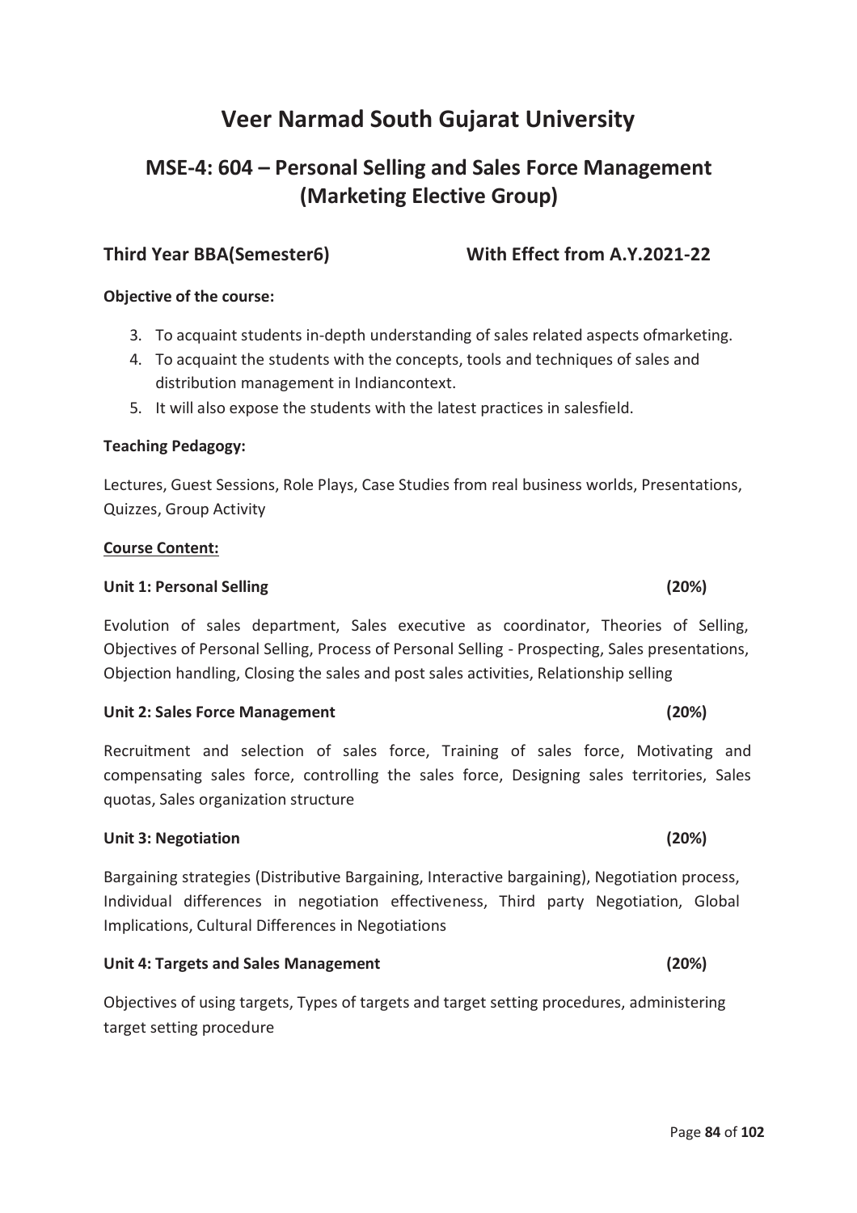# Veer Narmad South Gujarat University

## MSE-4: 604 – Personal Selling and Sales Force Management (Marketing Elective Group)

**Third Year BBA(Semester6) With Effect from A.Y.2021-22**

**Objective of the course:**

3. To acquaint students in-depth understanding of sales related aspects ofmarketing.
4. To acquaint the students with the concepts, tools and techniques of sales and distribution management in Indiancontext.
5. It will also expose the students with the latest practices in salesfield.

**Teaching Pedagogy:**

Lectures, Guest Sessions, Role Plays, Case Studies from real business worlds, Presentations, Quizzes, Group Activity

**Course Content:**

**Unit 1: Personal Selling (20%)**

Evolution of sales department, Sales executive as coordinator, Theories of Selling, Objectives of Personal Selling, Process of Personal Selling - Prospecting, Sales presentations, Objection handling, Closing the sales and post sales activities, Relationship selling

**Unit 2: Sales Force Management (20%)**

Recruitment and selection of sales force, Training of sales force, Motivating and compensating sales force, controlling the sales force, Designing sales territories, Sales quotas, Sales organization structure

**Unit 3: Negotiation (20%)**

Bargaining strategies (Distributive Bargaining, Interactive bargaining), Negotiation process, Individual differences in negotiation effectiveness, Third party Negotiation, Global Implications, Cultural Differences in Negotiations

**Unit 4: Targets and Sales Management (20%)**

Objectives of using targets, Types of targets and target setting procedures, administering target setting procedure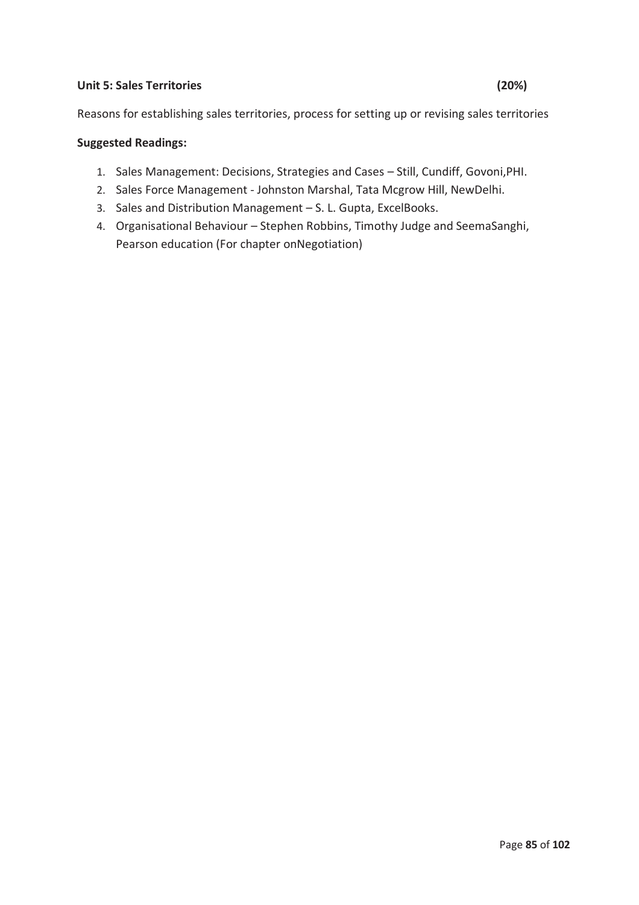**Unit 5: Sales Territories (20%)**

Reasons for establishing sales territories, process for setting up or revising sales territories

**Suggested Readings:**

1. Sales Management: Decisions, Strategies and Cases – Still, Cundiff, Govoni,PHI.
2. Sales Force Management - Johnston Marshal, Tata Mcgrow Hill, NewDelhi.
3. Sales and Distribution Management – S. L. Gupta, ExcelBooks.
4. Organisational Behaviour – Stephen Robbins, Timothy Judge and SeemaSanghi, Pearson education (For chapter onNegotiation)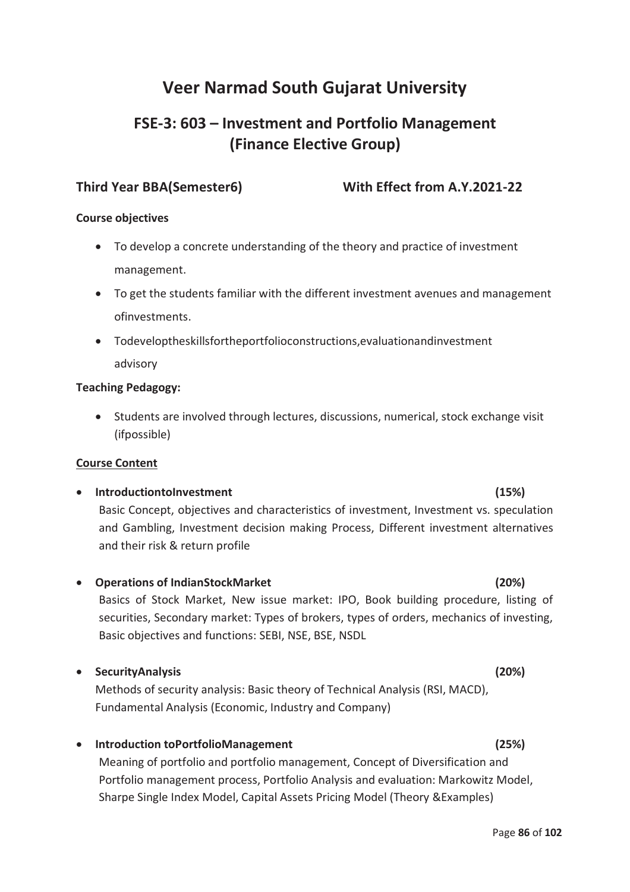# Veer Narmad South Gujarat University

## FSE-3: 603 – Investment and Portfolio Management (Finance Elective Group)

**Third Year BBA(Semester6)** **With Effect from A.Y.2021-22**

**Course objectives**

- To develop a concrete understanding of the theory and practice of investment management.
- To get the students familiar with the different investment avenues and management ofinvestments.
- Todeveloptheskillsfortheportfolioconstructions,evaluationandinvestment advisory

**Teaching Pedagogy:**

- Students are involved through lectures, discussions, numerical, stock exchange visit (ifpossible)

**Course Content**

- **IntroductiontoInvestment** **(15%)**
  Basic Concept, objectives and characteristics of investment, Investment vs. speculation and Gambling, Investment decision making Process, Different investment alternatives and their risk & return profile

- **Operations of IndianStockMarket** **(20%)**
  Basics of Stock Market, New issue market: IPO, Book building procedure, listing of securities, Secondary market: Types of brokers, types of orders, mechanics of investing, Basic objectives and functions: SEBI, NSE, BSE, NSDL

- **SecurityAnalysis** **(20%)**
  Methods of security analysis: Basic theory of Technical Analysis (RSI, MACD), Fundamental Analysis (Economic, Industry and Company)

- **Introduction toPortfolioManagement** **(25%)**
  Meaning of portfolio and portfolio management, Concept of Diversification and Portfolio management process, Portfolio Analysis and evaluation: Markowitz Model, Sharpe Single Index Model, Capital Assets Pricing Model (Theory &Examples)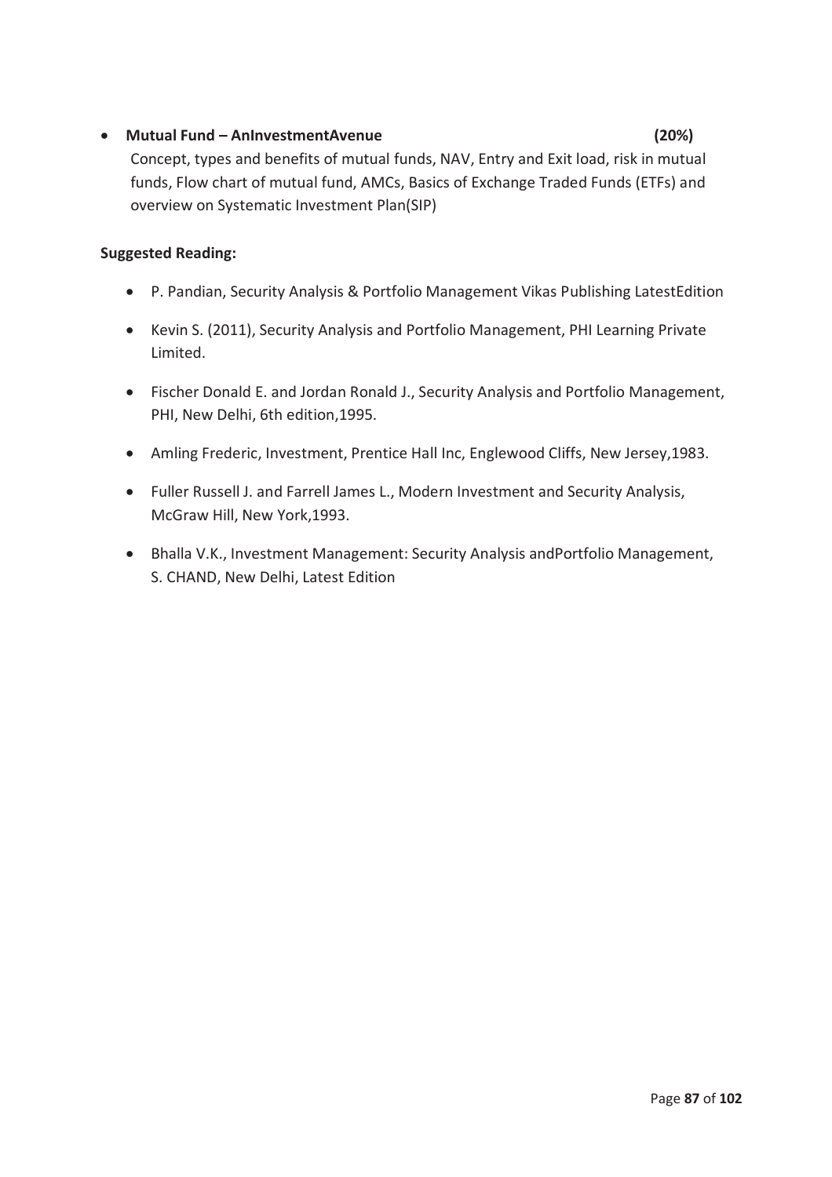- **Mutual Fund – AnInvestmentAvenue (20%)**

  Concept, types and benefits of mutual funds, NAV, Entry and Exit load, risk in mutual funds, Flow chart of mutual fund, AMCs, Basics of Exchange Traded Funds (ETFs) and overview on Systematic Investment Plan(SIP)

**Suggested Reading:**

- P. Pandian, Security Analysis & Portfolio Management Vikas Publishing LatestEdition
- Kevin S. (2011), Security Analysis and Portfolio Management, PHI Learning Private Limited.
- Fischer Donald E. and Jordan Ronald J., Security Analysis and Portfolio Management, PHI, New Delhi, 6th edition,1995.
- Amling Frederic, Investment, Prentice Hall Inc, Englewood Cliffs, New Jersey,1983.
- Fuller Russell J. and Farrell James L., Modern Investment and Security Analysis, McGraw Hill, New York,1993.
- Bhalla V.K., Investment Management: Security Analysis andPortfolio Management, S. CHAND, New Delhi, Latest Edition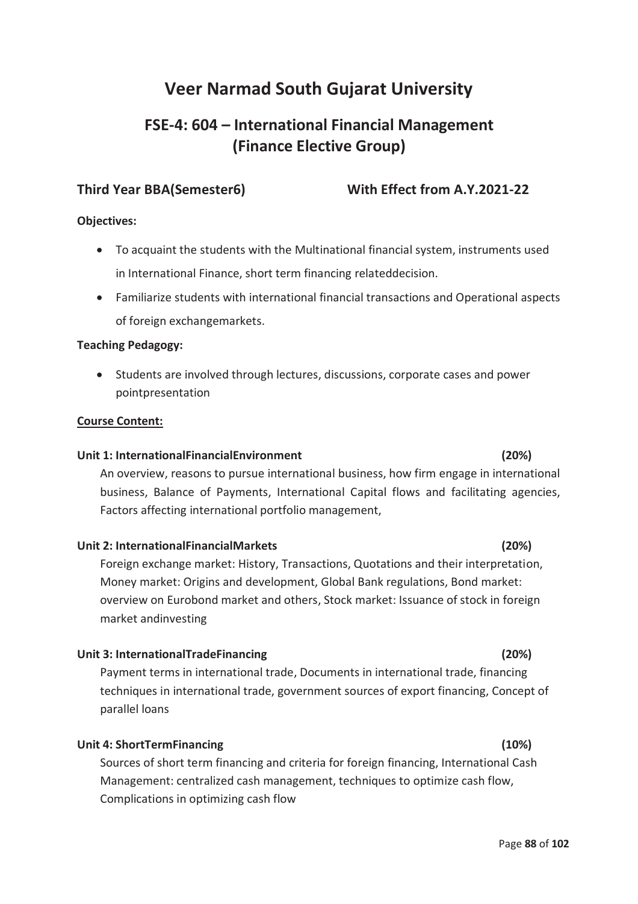# Veer Narmad South Gujarat University

## FSE-4: 604 – International Financial Management (Finance Elective Group)

**Third Year BBA(Semester6)** **With Effect from A.Y.2021-22**

**Objectives:**

- To acquaint the students with the Multinational financial system, instruments used in International Finance, short term financing relateddecision.
- Familiarize students with international financial transactions and Operational aspects of foreign exchangemarkets.

**Teaching Pedagogy:**

- Students are involved through lectures, discussions, corporate cases and power pointpresentation

**Course Content:**

**Unit 1: InternationalFinancialEnvironment (20%)**

An overview, reasons to pursue international business, how firm engage in international business, Balance of Payments, International Capital flows and facilitating agencies, Factors affecting international portfolio management,

**Unit 2: InternationalFinancialMarkets (20%)**

Foreign exchange market: History, Transactions, Quotations and their interpretation, Money market: Origins and development, Global Bank regulations, Bond market: overview on Eurobond market and others, Stock market: Issuance of stock in foreign market andinvesting

**Unit 3: InternationalTradeFinancing (20%)**

Payment terms in international trade, Documents in international trade, financing techniques in international trade, government sources of export financing, Concept of parallel loans

**Unit 4: ShortTermFinancing (10%)**

Sources of short term financing and criteria for foreign financing, International Cash Management: centralized cash management, techniques to optimize cash flow, Complications in optimizing cash flow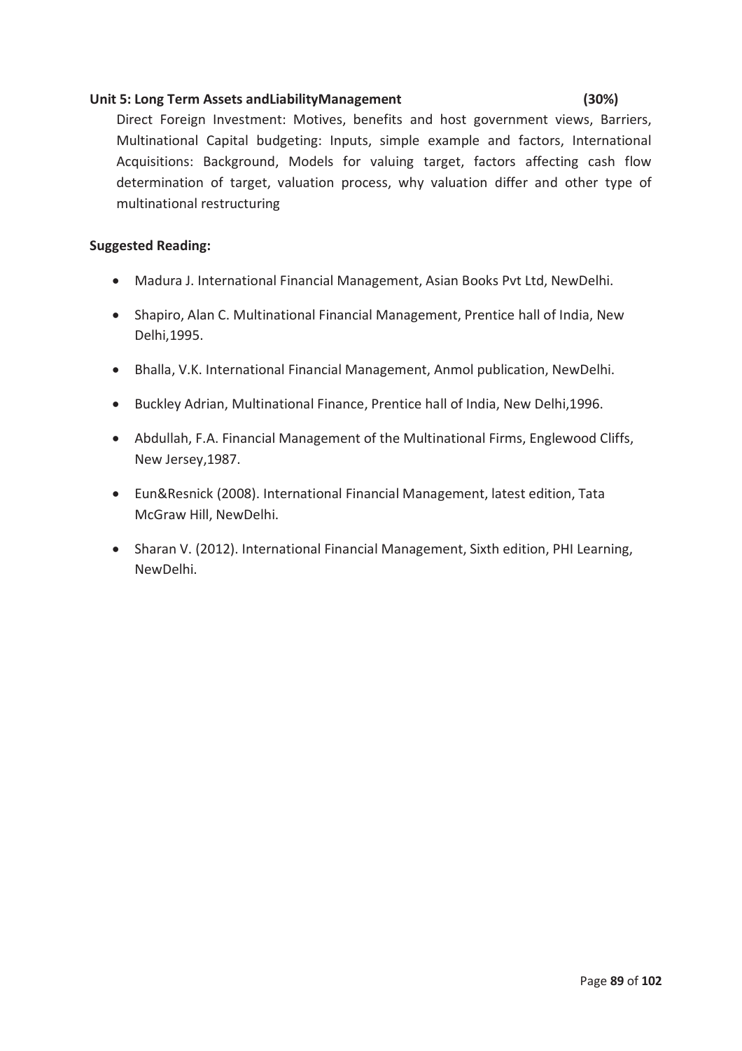**Unit 5: Long Term Assets andLiabilityManagement (30%)**

Direct Foreign Investment: Motives, benefits and host government views, Barriers, Multinational Capital budgeting: Inputs, simple example and factors, International Acquisitions: Background, Models for valuing target, factors affecting cash flow determination of target, valuation process, why valuation differ and other type of multinational restructuring

**Suggested Reading:**

- Madura J. International Financial Management, Asian Books Pvt Ltd, NewDelhi.
- Shapiro, Alan C. Multinational Financial Management, Prentice hall of India, New Delhi,1995.
- Bhalla, V.K. International Financial Management, Anmol publication, NewDelhi.
- Buckley Adrian, Multinational Finance, Prentice hall of India, New Delhi,1996.
- Abdullah, F.A. Financial Management of the Multinational Firms, Englewood Cliffs, New Jersey,1987.
- Eun&Resnick (2008). International Financial Management, latest edition, Tata McGraw Hill, NewDelhi.
- Sharan V. (2012). International Financial Management, Sixth edition, PHI Learning, NewDelhi.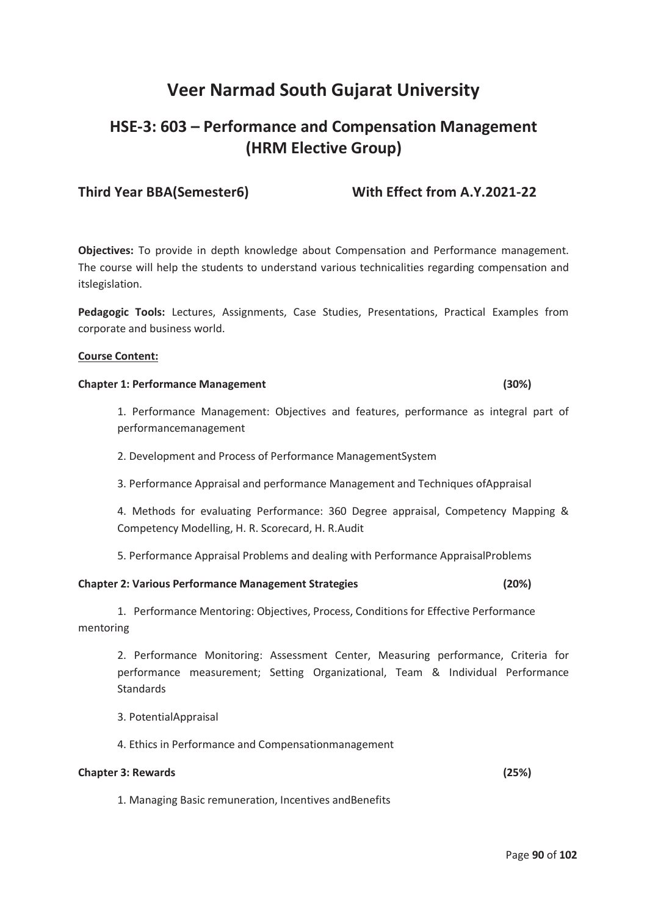# Veer Narmad South Gujarat University

## HSE-3: 603 – Performance and Compensation Management (HRM Elective Group)

**Third Year BBA(Semester6)** **With Effect from A.Y.2021-22**

**Objectives:** To provide in depth knowledge about Compensation and Performance management. The course will help the students to understand various technicalities regarding compensation and itslegislation.

**Pedagogic Tools:** Lectures, Assignments, Case Studies, Presentations, Practical Examples from corporate and business world.

**Course Content:**

**Chapter 1: Performance Management** **(30%)**

1. Performance Management: Objectives and features, performance as integral part of performancemanagement

2. Development and Process of Performance ManagementSystem

3. Performance Appraisal and performance Management and Techniques ofAppraisal

4. Methods for evaluating Performance: 360 Degree appraisal, Competency Mapping & Competency Modelling, H. R. Scorecard, H. R.Audit

5. Performance Appraisal Problems and dealing with Performance AppraisalProblems

**Chapter 2: Various Performance Management Strategies** **(20%)**

1. Performance Mentoring: Objectives, Process, Conditions for Effective Performance mentoring

2. Performance Monitoring: Assessment Center, Measuring performance, Criteria for performance measurement; Setting Organizational, Team & Individual Performance Standards

3. PotentialAppraisal

4. Ethics in Performance and Compensationmanagement

**Chapter 3: Rewards** **(25%)**

1. Managing Basic remuneration, Incentives andBenefits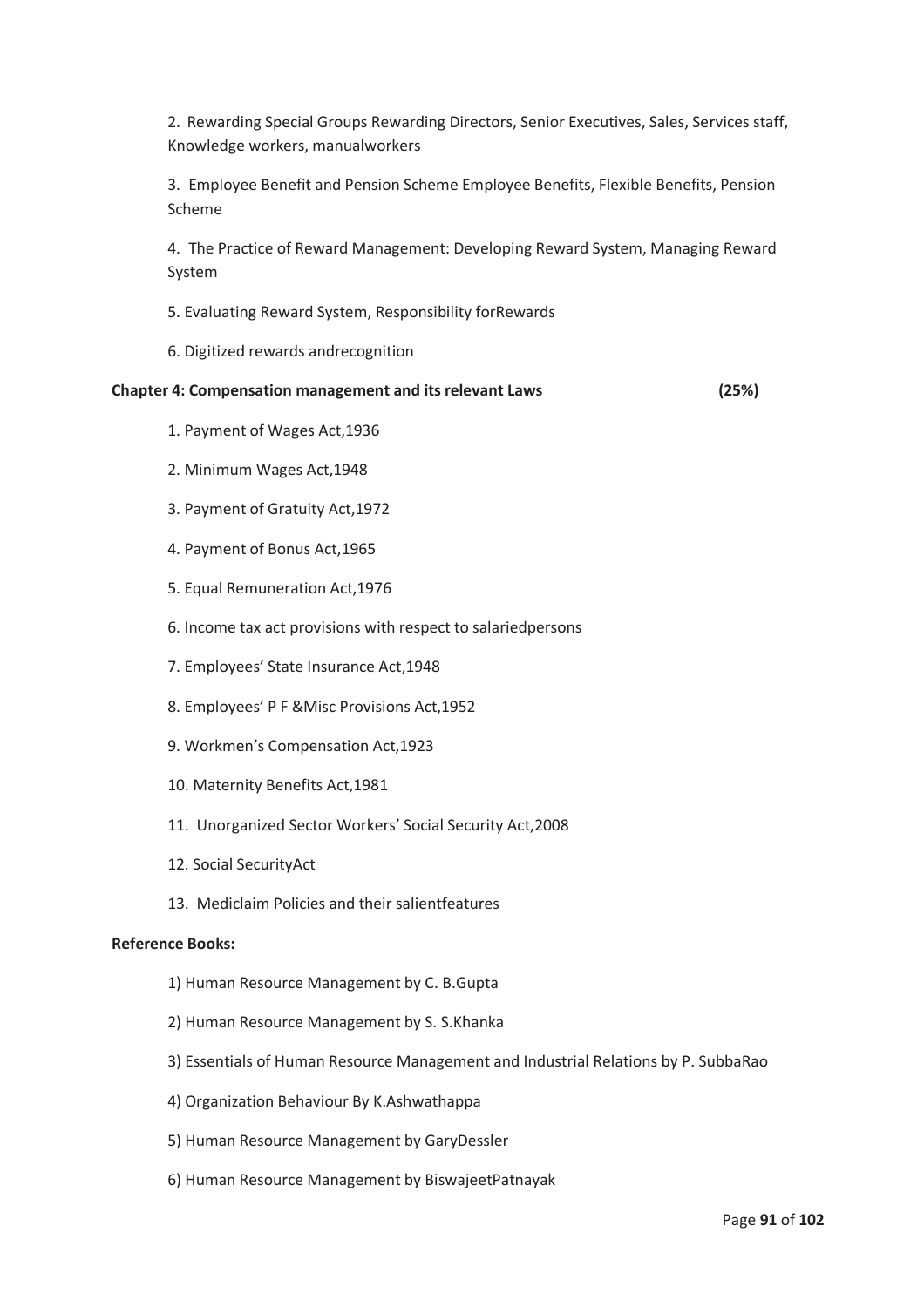2. Rewarding Special Groups Rewarding Directors, Senior Executives, Sales, Services staff, Knowledge workers, manualworkers

3. Employee Benefit and Pension Scheme Employee Benefits, Flexible Benefits, Pension Scheme

4. The Practice of Reward Management: Developing Reward System, Managing Reward System

5. Evaluating Reward System, Responsibility forRewards

6. Digitized rewards andrecognition

**Chapter 4: Compensation management and its relevant Laws (25%)**

1. Payment of Wages Act,1936
2. Minimum Wages Act,1948
3. Payment of Gratuity Act,1972
4. Payment of Bonus Act,1965
5. Equal Remuneration Act,1976
6. Income tax act provisions with respect to salariedpersons
7. Employees' State Insurance Act,1948
8. Employees' P F &Misc Provisions Act,1952
9. Workmen's Compensation Act,1923
10. Maternity Benefits Act,1981
11. Unorganized Sector Workers' Social Security Act,2008
12. Social SecurityAct
13. Mediclaim Policies and their salientfeatures

**Reference Books:**

1) Human Resource Management by C. B.Gupta

2) Human Resource Management by S. S.Khanka

3) Essentials of Human Resource Management and Industrial Relations by P. SubbaRao

4) Organization Behaviour By K.Ashwathappa

5) Human Resource Management by GaryDessler

6) Human Resource Management by BiswajeetPatnayak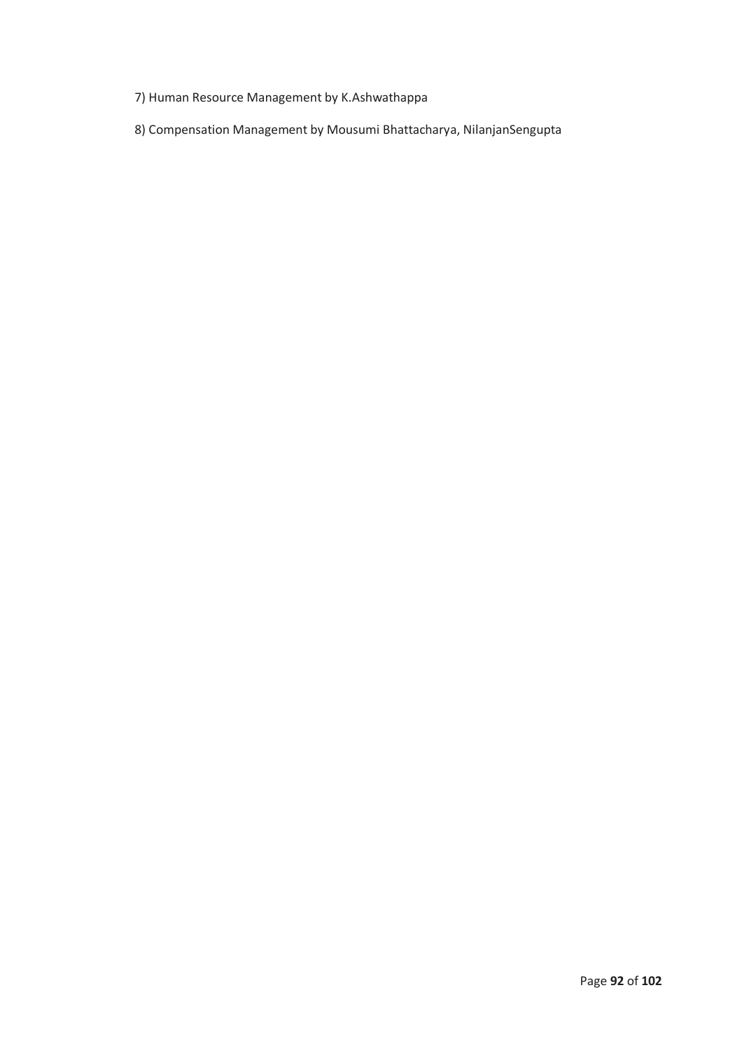7) Human Resource Management by K.Ashwathappa

8) Compensation Management by Mousumi Bhattacharya, NilanjanSengupta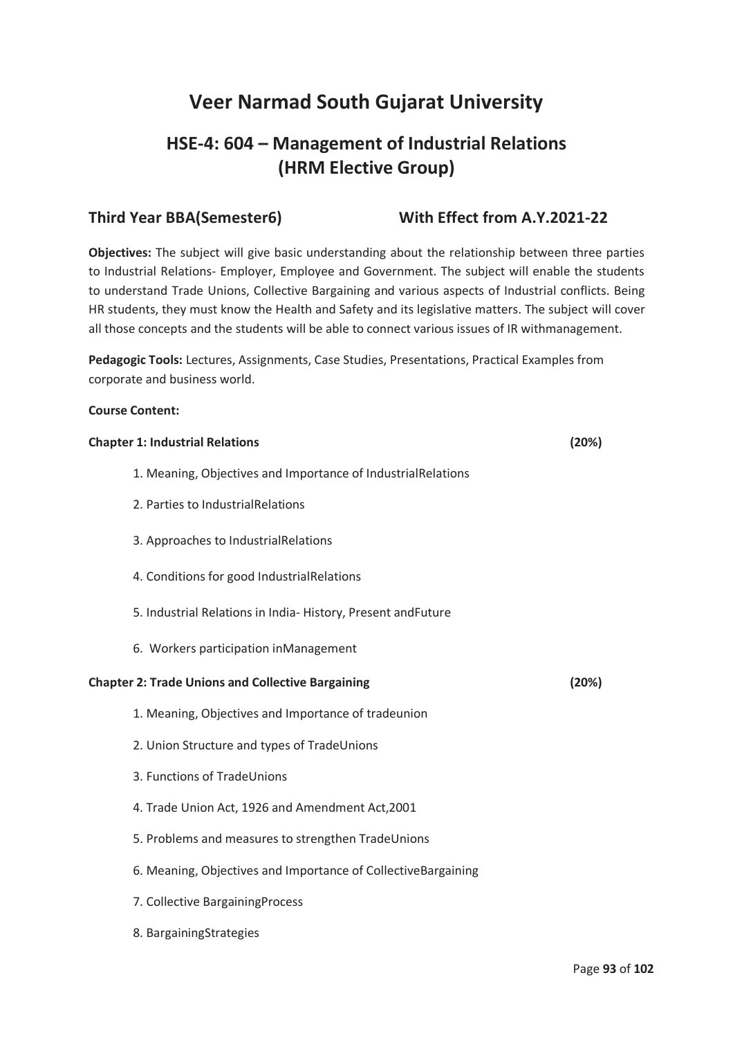# Veer Narmad South Gujarat University

## HSE-4: 604 – Management of Industrial Relations (HRM Elective Group)

**Third Year BBA(Semester6)** **With Effect from A.Y.2021-22**

**Objectives:** The subject will give basic understanding about the relationship between three parties to Industrial Relations- Employer, Employee and Government. The subject will enable the students to understand Trade Unions, Collective Bargaining and various aspects of Industrial conflicts. Being HR students, they must know the Health and Safety and its legislative matters. The subject will cover all those concepts and the students will be able to connect various issues of IR withmanagement.

**Pedagogic Tools:** Lectures, Assignments, Case Studies, Presentations, Practical Examples from corporate and business world.

**Course Content:**

**Chapter 1: Industrial Relations** **(20%)**

1. Meaning, Objectives and Importance of IndustrialRelations
2. Parties to IndustrialRelations
3. Approaches to IndustrialRelations
4. Conditions for good IndustrialRelations
5. Industrial Relations in India- History, Present andFuture
6. Workers participation inManagement

**Chapter 2: Trade Unions and Collective Bargaining** **(20%)**

1. Meaning, Objectives and Importance of tradeunion
2. Union Structure and types of TradeUnions
3. Functions of TradeUnions
4. Trade Union Act, 1926 and Amendment Act,2001
5. Problems and measures to strengthen TradeUnions
6. Meaning, Objectives and Importance of CollectiveBargaining
7. Collective BargainingProcess
8. BargainingStrategies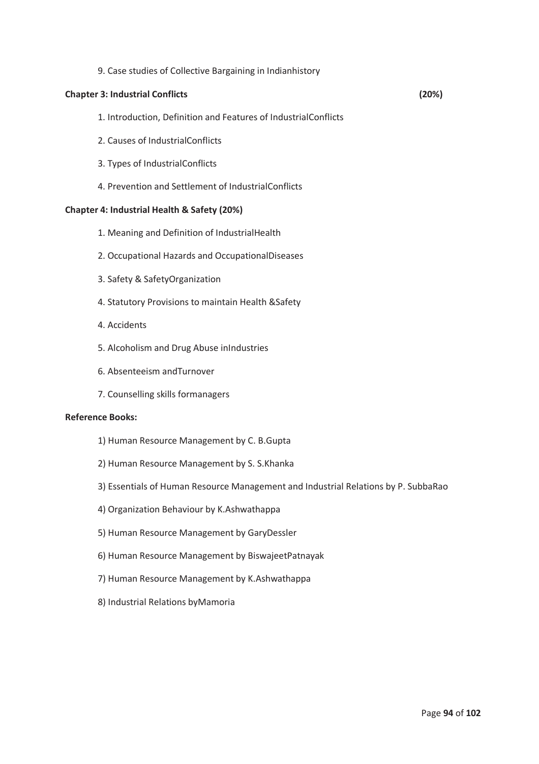9. Case studies of Collective Bargaining in Indianhistory

**Chapter 3: Industrial Conflicts (20%)**

1. Introduction, Definition and Features of IndustrialConflicts
2. Causes of IndustrialConflicts
3. Types of IndustrialConflicts
4. Prevention and Settlement of IndustrialConflicts

**Chapter 4: Industrial Health & Safety (20%)**

1. Meaning and Definition of IndustrialHealth
2. Occupational Hazards and OccupationalDiseases
3. Safety & SafetyOrganization
4. Statutory Provisions to maintain Health &Safety
4. Accidents
5. Alcoholism and Drug Abuse inIndustries
6. Absenteeism andTurnover
7. Counselling skills formanagers

**Reference Books:**

1) Human Resource Management by C. B.Gupta
2) Human Resource Management by S. S.Khanka
3) Essentials of Human Resource Management and Industrial Relations by P. SubbaRao
4) Organization Behaviour by K.Ashwathappa
5) Human Resource Management by GaryDessler
6) Human Resource Management by BiswajeetPatnayak
7) Human Resource Management by K.Ashwathappa
8) Industrial Relations byMamoria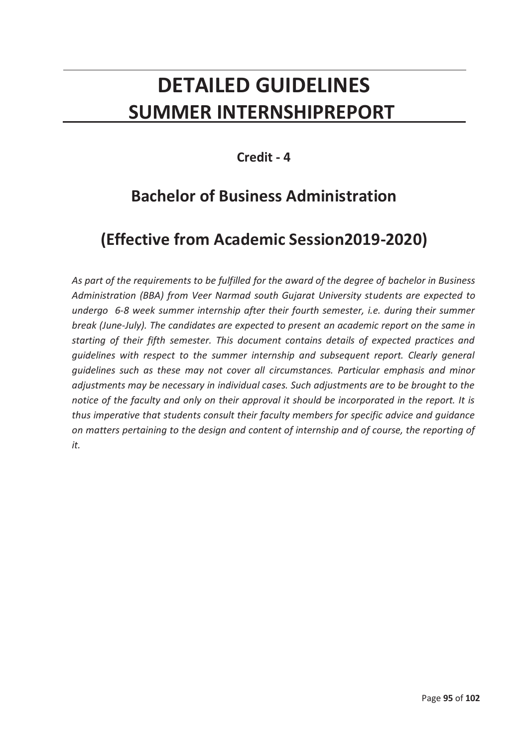# DETAILED GUIDELINES
# SUMMER INTERNSHIPREPORT

### Credit - 4

## Bachelor of Business Administration

## (Effective from Academic Session2019-2020)

*As part of the requirements to be fulfilled for the award of the degree of bachelor in Business Administration (BBA) from Veer Narmad south Gujarat University students are expected to undergo 6-8 week summer internship after their fourth semester, i.e. during their summer break (June-July). The candidates are expected to present an academic report on the same in starting of their fifth semester. This document contains details of expected practices and guidelines with respect to the summer internship and subsequent report. Clearly general guidelines such as these may not cover all circumstances. Particular emphasis and minor adjustments may be necessary in individual cases. Such adjustments are to be brought to the notice of the faculty and only on their approval it should be incorporated in the report. It is thus imperative that students consult their faculty members for specific advice and guidance on matters pertaining to the design and content of internship and of course, the reporting of it.*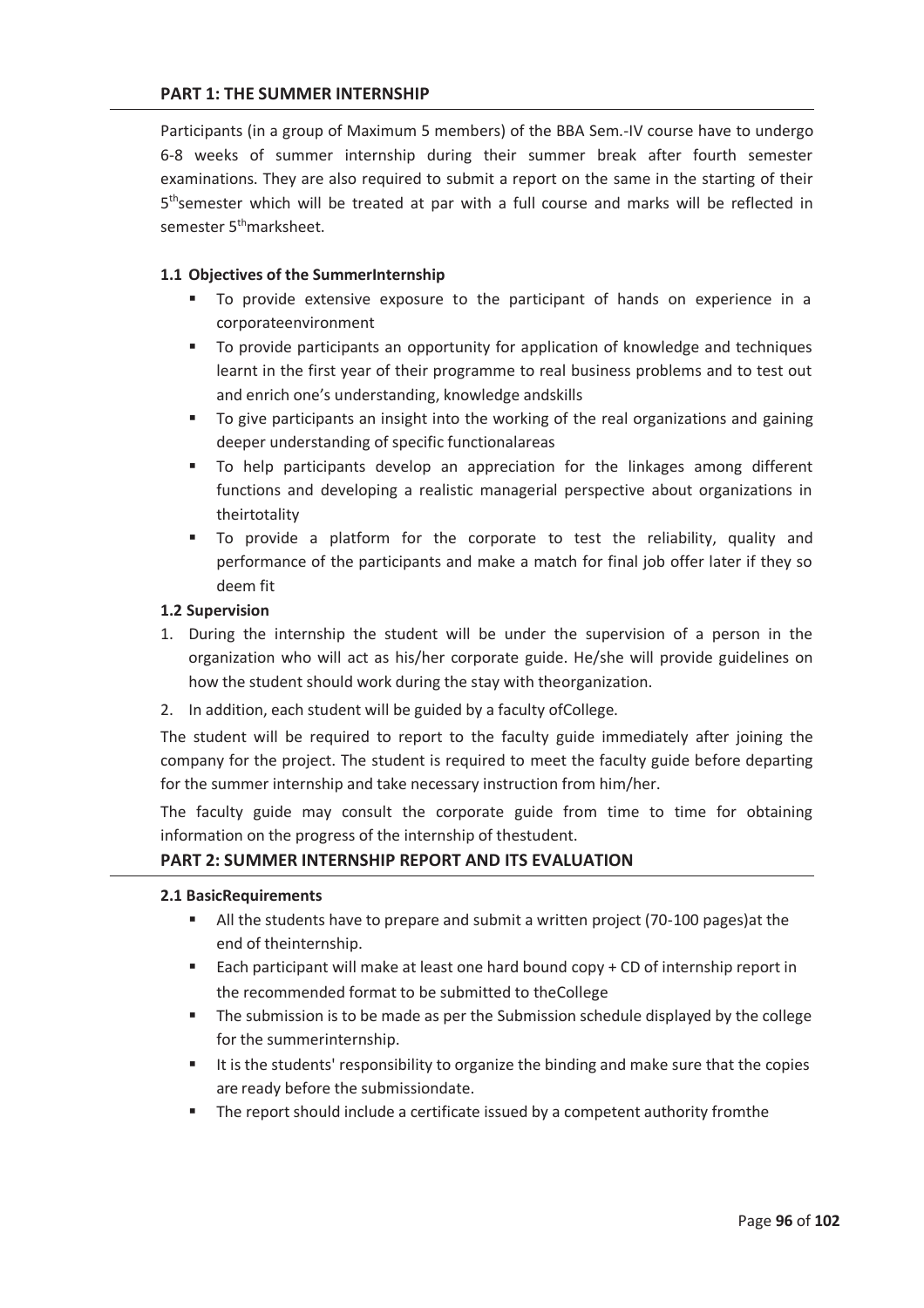## PART 1: THE SUMMER INTERNSHIP

Participants (in a group of Maximum 5 members) of the BBA Sem.-IV course have to undergo 6-8 weeks of summer internship during their summer break after fourth semester examinations. They are also required to submit a report on the same in the starting of their 5thsemester which will be treated at par with a full course and marks will be reflected in semester 5thmarksheet.

### 1.1 Objectives of the SummerInternship

- To provide extensive exposure to the participant of hands on experience in a corporateenvironment
- To provide participants an opportunity for application of knowledge and techniques learnt in the first year of their programme to real business problems and to test out and enrich one's understanding, knowledge andskills
- To give participants an insight into the working of the real organizations and gaining deeper understanding of specific functionalareas
- To help participants develop an appreciation for the linkages among different functions and developing a realistic managerial perspective about organizations in theirtotality
- To provide a platform for the corporate to test the reliability, quality and performance of the participants and make a match for final job offer later if they so deem fit

### 1.2 Supervision

1. During the internship the student will be under the supervision of a person in the organization who will act as his/her corporate guide. He/she will provide guidelines on how the student should work during the stay with theorganization.
2. In addition, each student will be guided by a faculty ofCollege.

The student will be required to report to the faculty guide immediately after joining the company for the project. The student is required to meet the faculty guide before departing for the summer internship and take necessary instruction from him/her.

The faculty guide may consult the corporate guide from time to time for obtaining information on the progress of the internship of thestudent.

## PART 2: SUMMER INTERNSHIP REPORT AND ITS EVALUATION

### 2.1 BasicRequirements

- All the students have to prepare and submit a written project (70-100 pages)at the end of theinternship.
- Each participant will make at least one hard bound copy + CD of internship report in the recommended format to be submitted to theCollege
- The submission is to be made as per the Submission schedule displayed by the college for the summerinternship.
- It is the students' responsibility to organize the binding and make sure that the copies are ready before the submissiondate.
- The report should include a certificate issued by a competent authority fromthe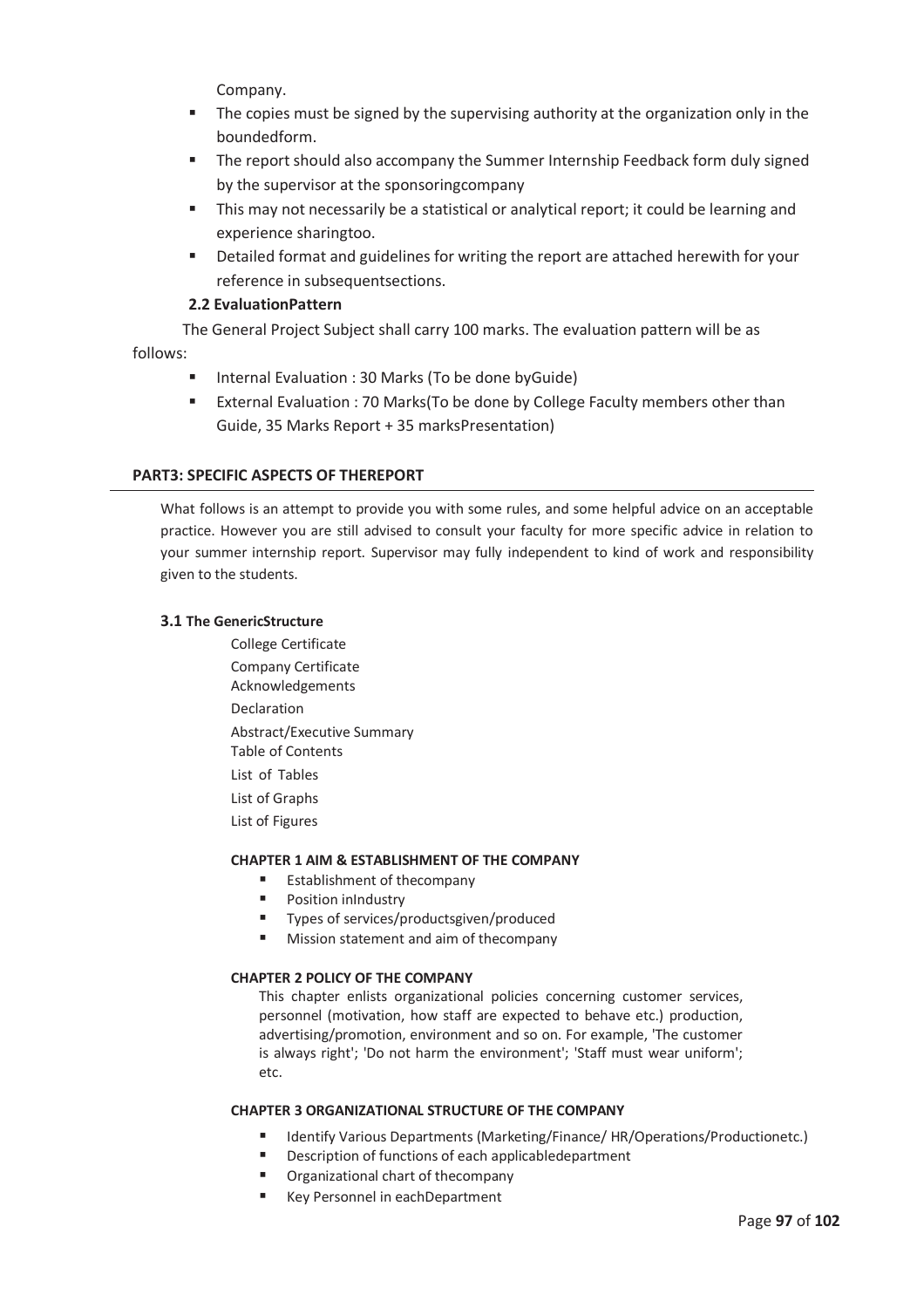Company.

- The copies must be signed by the supervising authority at the organization only in the boundedform.
- The report should also accompany the Summer Internship Feedback form duly signed by the supervisor at the sponsoringcompany
- This may not necessarily be a statistical or analytical report; it could be learning and experience sharingtoo.
- Detailed format and guidelines for writing the report are attached herewith for your reference in subsequentsections.

### 2.2 EvaluationPattern

The General Project Subject shall carry 100 marks. The evaluation pattern will be as follows:

- Internal Evaluation : 30 Marks (To be done byGuide)
- External Evaluation : 70 Marks(To be done by College Faculty members other than Guide, 35 Marks Report + 35 marksPresentation)

## PART3: SPECIFIC ASPECTS OF THEREPORT

What follows is an attempt to provide you with some rules, and some helpful advice on an acceptable practice. However you are still advised to consult your faculty for more specific advice in relation to your summer internship report. Supervisor may fully independent to kind of work and responsibility given to the students.

### 3.1 The GenericStructure

College Certificate
Company Certificate
Acknowledgements
Declaration
Abstract/Executive Summary
Table of Contents
List of Tables
List of Graphs
List of Figures

#### CHAPTER 1 AIM & ESTABLISHMENT OF THE COMPANY

- Establishment of thecompany
- Position inIndustry
- Types of services/productsgiven/produced
- Mission statement and aim of thecompany

#### CHAPTER 2 POLICY OF THE COMPANY

This chapter enlists organizational policies concerning customer services, personnel (motivation, how staff are expected to behave etc.) production, advertising/promotion, environment and so on. For example, 'The customer is always right'; 'Do not harm the environment'; 'Staff must wear uniform'; etc.

#### CHAPTER 3 ORGANIZATIONAL STRUCTURE OF THE COMPANY

- Identify Various Departments (Marketing/Finance/ HR/Operations/Productionetc.)
- Description of functions of each applicabledepartment
- Organizational chart of thecompany
- Key Personnel in eachDepartment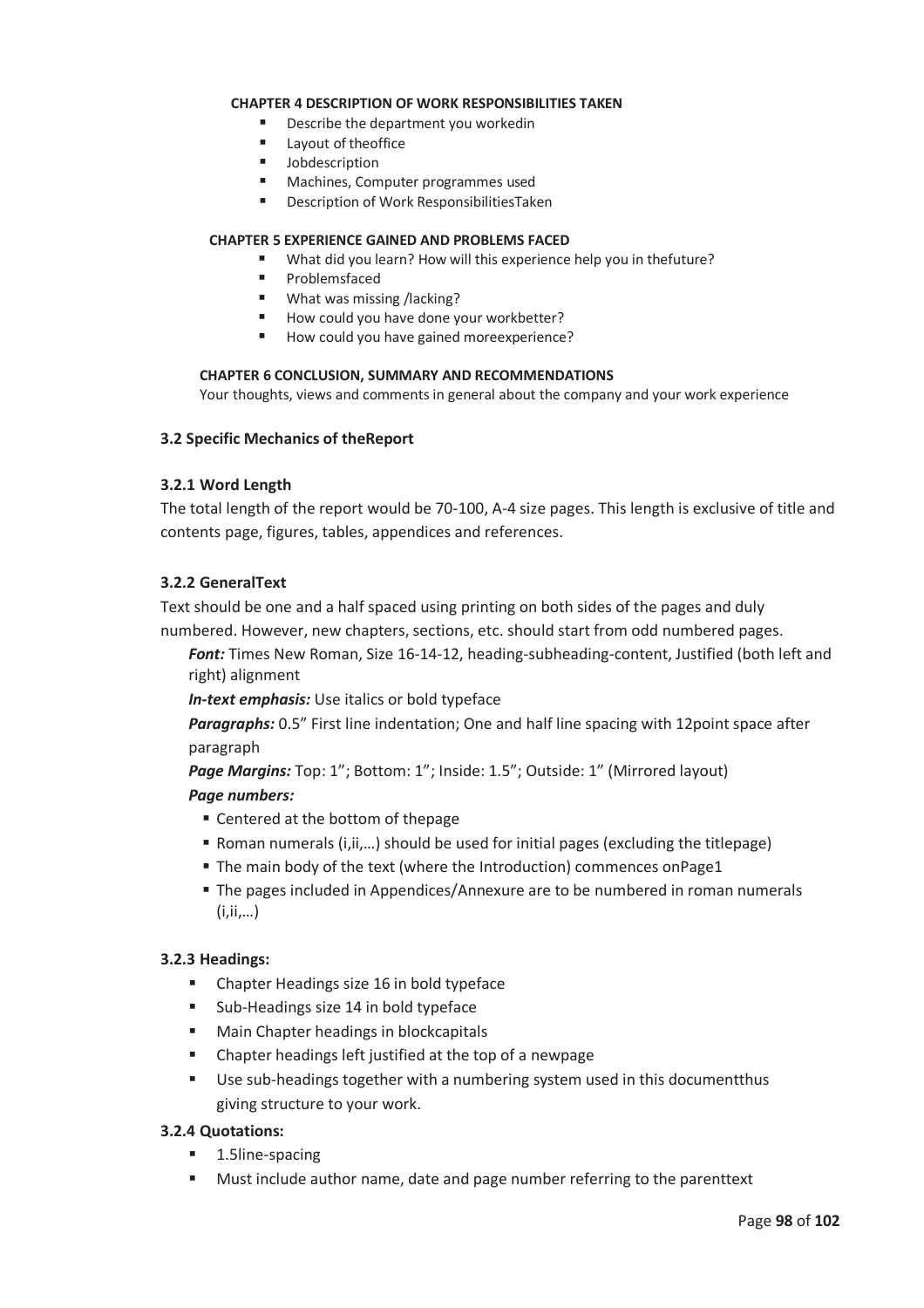**CHAPTER 4 DESCRIPTION OF WORK RESPONSIBILITIES TAKEN**

- Describe the department you workedin
- Layout of theoffice
- Jobdescription
- Machines, Computer programmes used
- Description of Work ResponsibilitiesTaken

**CHAPTER 5 EXPERIENCE GAINED AND PROBLEMS FACED**

- What did you learn? How will this experience help you in thefuture?
- Problemsfaced
- What was missing /lacking?
- How could you have done your workbetter?
- How could you have gained moreexperience?

**CHAPTER 6 CONCLUSION, SUMMARY AND RECOMMENDATIONS**

Your thoughts, views and comments in general about the company and your work experience

### 3.2 Specific Mechanics of theReport

#### 3.2.1 Word Length

The total length of the report would be 70-100, A-4 size pages. This length is exclusive of title and contents page, figures, tables, appendices and references.

#### 3.2.2 GeneralText

Text should be one and a half spaced using printing on both sides of the pages and duly numbered. However, new chapters, sections, etc. should start from odd numbered pages.

***Font:*** Times New Roman, Size 16-14-12, heading-subheading-content, Justified (both left and right) alignment

***In-text emphasis:*** Use italics or bold typeface

***Paragraphs:*** 0.5" First line indentation; One and half line spacing with 12point space after paragraph

***Page Margins:*** Top: 1"; Bottom: 1"; Inside: 1.5"; Outside: 1" (Mirrored layout)

***Page numbers:***

- Centered at the bottom of thepage
- Roman numerals (i,ii,…) should be used for initial pages (excluding the titlepage)
- The main body of the text (where the Introduction) commences onPage1
- The pages included in Appendices/Annexure are to be numbered in roman numerals (i,ii,…)

#### 3.2.3 Headings:

- Chapter Headings size 16 in bold typeface
- Sub-Headings size 14 in bold typeface
- Main Chapter headings in blockcapitals
- Chapter headings left justified at the top of a newpage
- Use sub-headings together with a numbering system used in this documentthus giving structure to your work.

#### 3.2.4 Quotations:

- 1.5line-spacing
- Must include author name, date and page number referring to the parenttext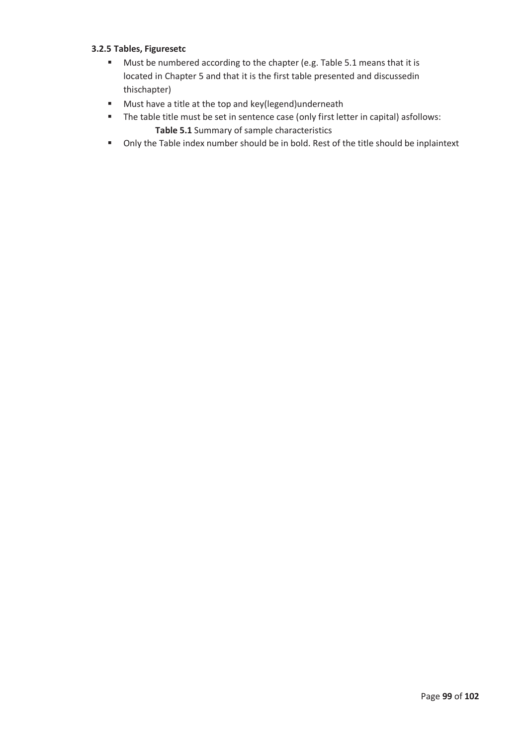### 3.2.5 Tables, Figuresetc

- Must be numbered according to the chapter (e.g. Table 5.1 means that it is located in Chapter 5 and that it is the first table presented and discussedin thischapter)
- Must have a title at the top and key(legend)underneath
- The table title must be set in sentence case (only first letter in capital) asfollows:
  **Table 5.1** Summary of sample characteristics
- Only the Table index number should be in bold. Rest of the title should be inplaintext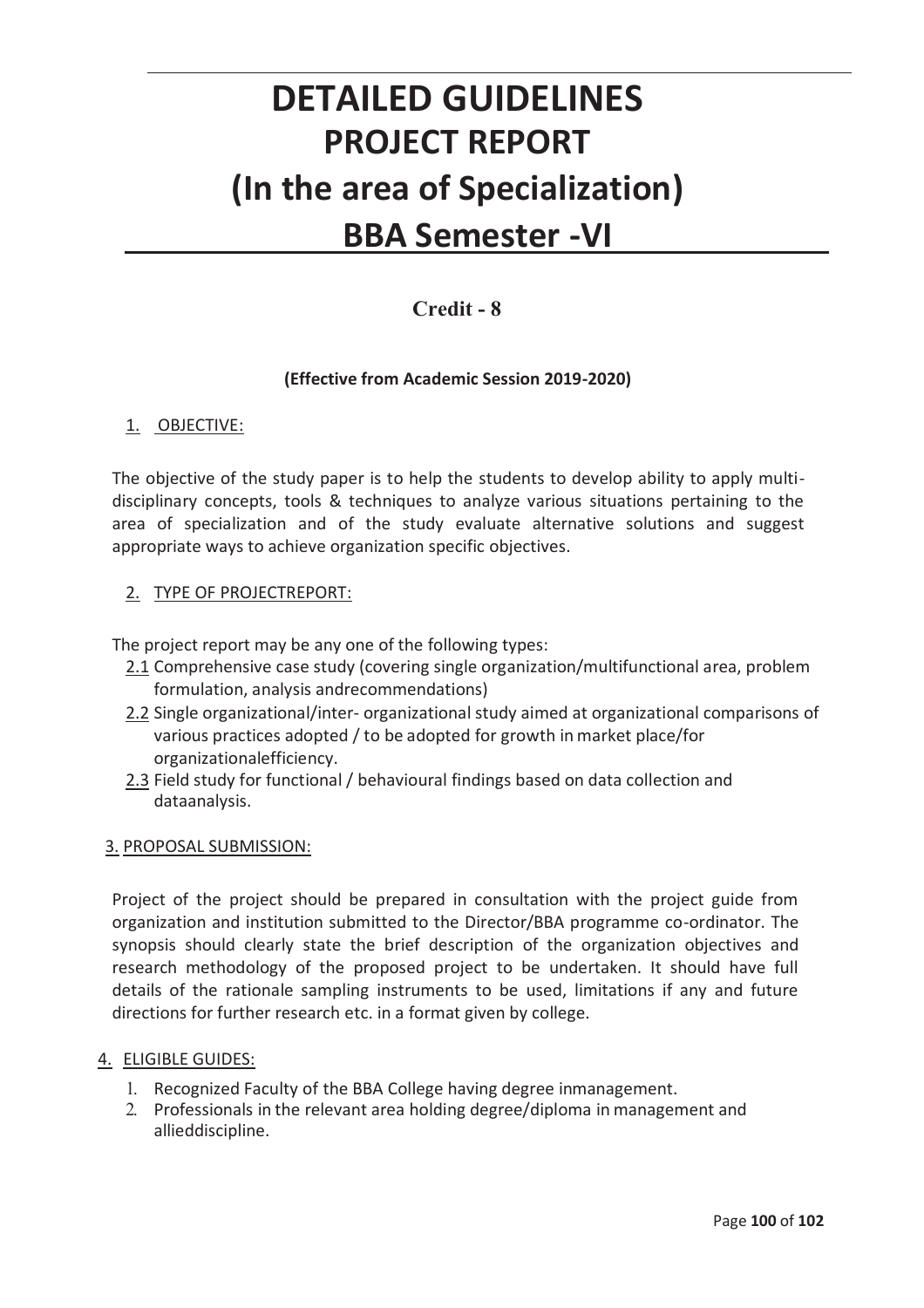# DETAILED GUIDELINES
# PROJECT REPORT
# (In the area of Specialization)
# BBA Semester -VI

## Credit - 8

**(Effective from Academic Session 2019-2020)**

1. OBJECTIVE:

The objective of the study paper is to help the students to develop ability to apply multi-disciplinary concepts, tools & techniques to analyze various situations pertaining to the area of specialization and of the study evaluate alternative solutions and suggest appropriate ways to achieve organization specific objectives.

2. TYPE OF PROJECTREPORT:

The project report may be any one of the following types:

2.1 Comprehensive case study (covering single organization/multifunctional area, problem formulation, analysis andrecommendations)

2.2 Single organizational/inter- organizational study aimed at organizational comparisons of various practices adopted / to be adopted for growth in market place/for organizationalefficiency.

2.3 Field study for functional / behavioural findings based on data collection and dataanalysis.

3. PROPOSAL SUBMISSION:

Project of the project should be prepared in consultation with the project guide from organization and institution submitted to the Director/BBA programme co-ordinator. The synopsis should clearly state the brief description of the organization objectives and research methodology of the proposed project to be undertaken. It should have full details of the rationale sampling instruments to be used, limitations if any and future directions for further research etc. in a format given by college.

4. ELIGIBLE GUIDES:

1. Recognized Faculty of the BBA College having degree inmanagement.
2. Professionals in the relevant area holding degree/diploma in management and allieddiscipline.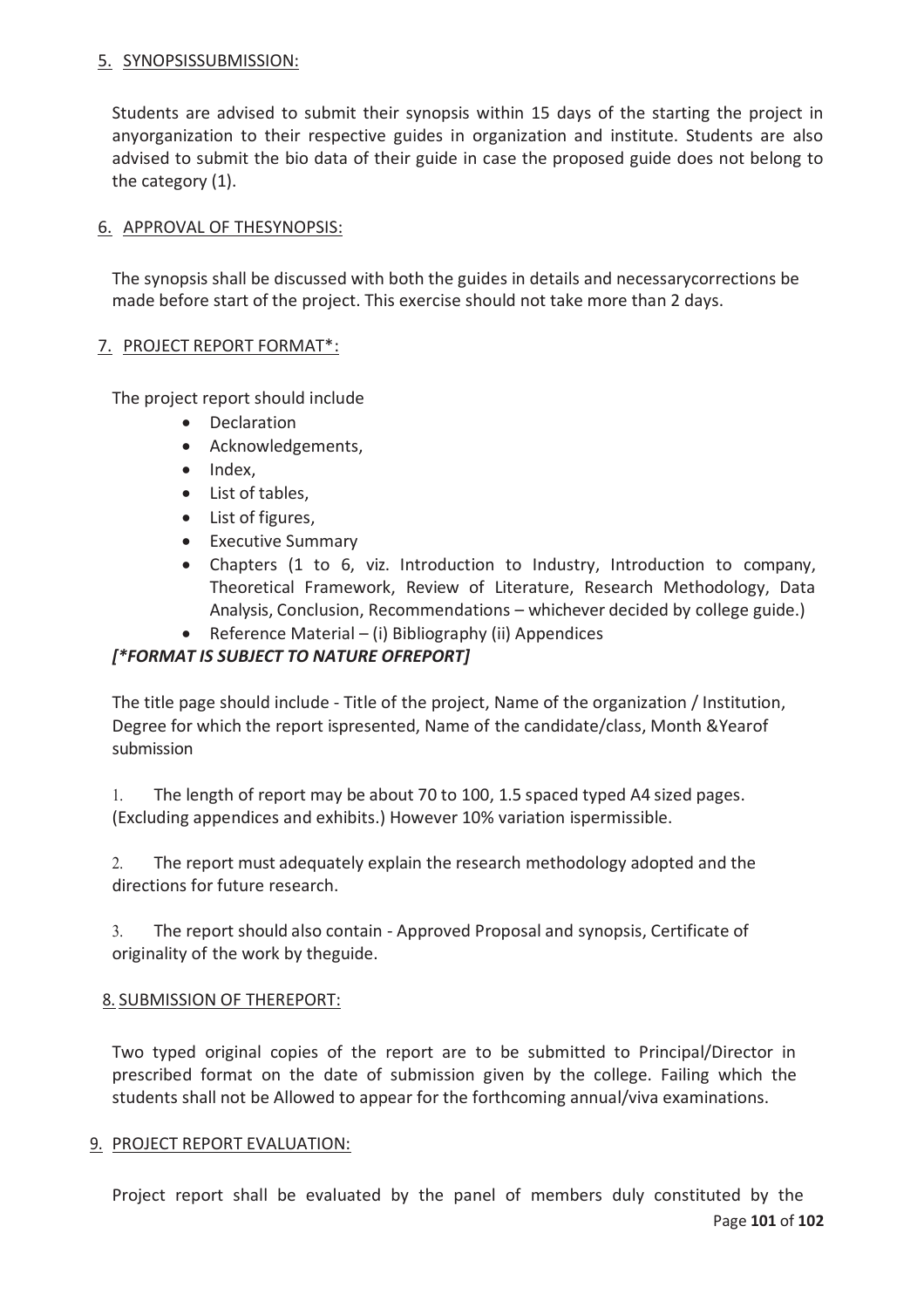5. SYNOPSISSUBMISSION:

Students are advised to submit their synopsis within 15 days of the starting the project in anyorganization to their respective guides in organization and institute. Students are also advised to submit the bio data of their guide in case the proposed guide does not belong to the category (1).

6. APPROVAL OF THESYNOPSIS:

The synopsis shall be discussed with both the guides in details and necessarycorrections be made before start of the project. This exercise should not take more than 2 days.

7. PROJECT REPORT FORMAT*:

The project report should include

- Declaration
- Acknowledgements,
- Index,
- List of tables,
- List of figures,
- Executive Summary
- Chapters (1 to 6, viz. Introduction to Industry, Introduction to company, Theoretical Framework, Review of Literature, Research Methodology, Data Analysis, Conclusion, Recommendations – whichever decided by college guide.)
- Reference Material – (i) Bibliography (ii) Appendices

***[*FORMAT IS SUBJECT TO NATURE OFREPORT]***

The title page should include - Title of the project, Name of the organization / Institution, Degree for which the report ispresented, Name of the candidate/class, Month &Yearof submission

1. The length of report may be about 70 to 100, 1.5 spaced typed A4 sized pages. (Excluding appendices and exhibits.) However 10% variation ispermissible.

2. The report must adequately explain the research methodology adopted and the directions for future research.

3. The report should also contain - Approved Proposal and synopsis, Certificate of originality of the work by theguide.

8. SUBMISSION OF THEREPORT:

Two typed original copies of the report are to be submitted to Principal/Director in prescribed format on the date of submission given by the college. Failing which the students shall not be Allowed to appear for the forthcoming annual/viva examinations.

9. PROJECT REPORT EVALUATION:

Project report shall be evaluated by the panel of members duly constituted by the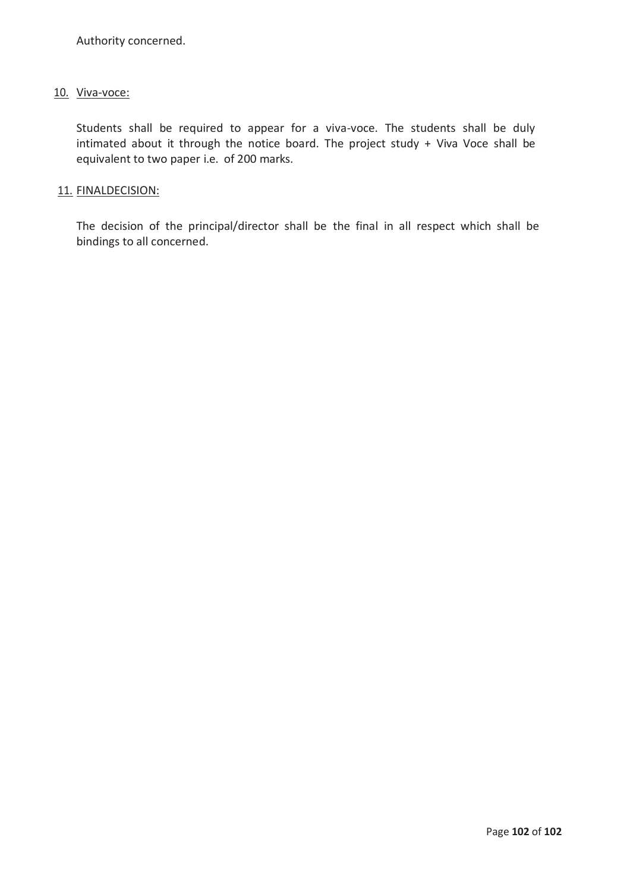Authority concerned.

10. Viva-voce:

Students shall be required to appear for a viva-voce. The students shall be duly intimated about it through the notice board. The project study + Viva Voce shall be equivalent to two paper i.e. of 200 marks.

11. FINALDECISION:

The decision of the principal/director shall be the final in all respect which shall be bindings to all concerned.